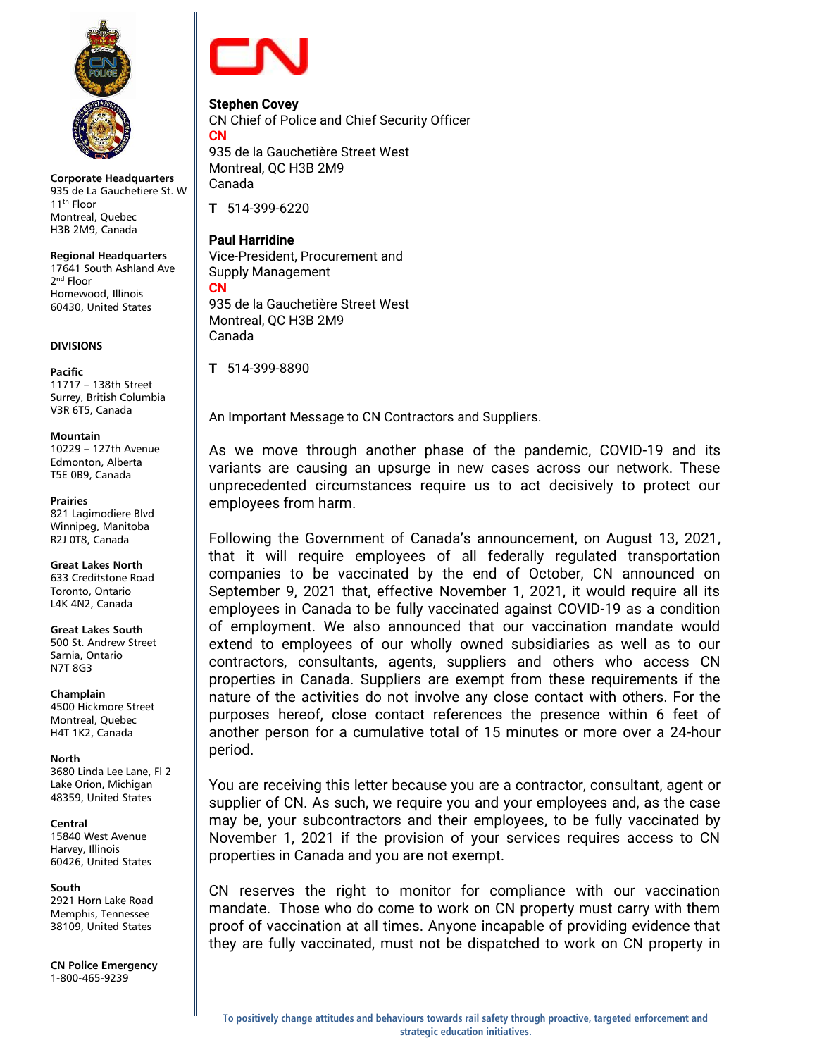**Corporate Headquarters**
935 de La Gauchetiere St. W
11th Floor
Montreal, Quebec
H3B 2M9, Canada

**Regional Headquarters**
17641 South Ashland Ave
2nd Floor
Homewood, Illinois
60430, United States

**DIVISIONS**

**Pacific**
11717 – 138th Street
Surrey, British Columbia
V3R 6T5, Canada

**Mountain**
10229 – 127th Avenue
Edmonton, Alberta
T5E 0B9, Canada

**Prairies**
821 Lagimodiere Blvd
Winnipeg, Manitoba
R2J 0T8, Canada

**Great Lakes North**
633 Creditstone Road
Toronto, Ontario
L4K 4N2, Canada

**Great Lakes South**
500 St. Andrew Street
Sarnia, Ontario
N7T 8G3

**Champlain**
4500 Hickmore Street
Montreal, Quebec
H4T 1K2, Canada

**North**
3680 Linda Lee Lane, Fl 2
Lake Orion, Michigan
48359, United States

**Central**
15840 West Avenue
Harvey, Illinois
60426, United States

**South**
2921 Horn Lake Road
Memphis, Tennessee
38109, United States

**CN Police Emergency**
1-800-465-9239

---

**Stephen Covey**
CN Chief of Police and Chief Security Officer
**CN**
935 de la Gauchetière Street West
Montreal, QC H3B 2M9
Canada

**T** 514-399-6220

**Paul Harridine**
Vice-President, Procurement and Supply Management
**CN**
935 de la Gauchetière Street West
Montreal, QC H3B 2M9
Canada

**T** 514-399-8890

An Important Message to CN Contractors and Suppliers.

As we move through another phase of the pandemic, COVID-19 and its variants are causing an upsurge in new cases across our network. These unprecedented circumstances require us to act decisively to protect our employees from harm.

Following the Government of Canada's announcement, on August 13, 2021, that it will require employees of all federally regulated transportation companies to be vaccinated by the end of October, CN announced on September 9, 2021 that, effective November 1, 2021, it would require all its employees in Canada to be fully vaccinated against COVID-19 as a condition of employment. We also announced that our vaccination mandate would extend to employees of our wholly owned subsidiaries as well as to our contractors, consultants, agents, suppliers and others who access CN properties in Canada. Suppliers are exempt from these requirements if the nature of the activities do not involve any close contact with others. For the purposes hereof, close contact references the presence within 6 feet of another person for a cumulative total of 15 minutes or more over a 24-hour period.

You are receiving this letter because you are a contractor, consultant, agent or supplier of CN. As such, we require you and your employees and, as the case may be, your subcontractors and their employees, to be fully vaccinated by November 1, 2021 if the provision of your services requires access to CN properties in Canada and you are not exempt.

CN reserves the right to monitor for compliance with our vaccination mandate. Those who do come to work on CN property must carry with them proof of vaccination at all times. Anyone incapable of providing evidence that they are fully vaccinated, must not be dispatched to work on CN property in

To positively change attitudes and behaviours towards rail safety through proactive, targeted enforcement and strategic education initiatives.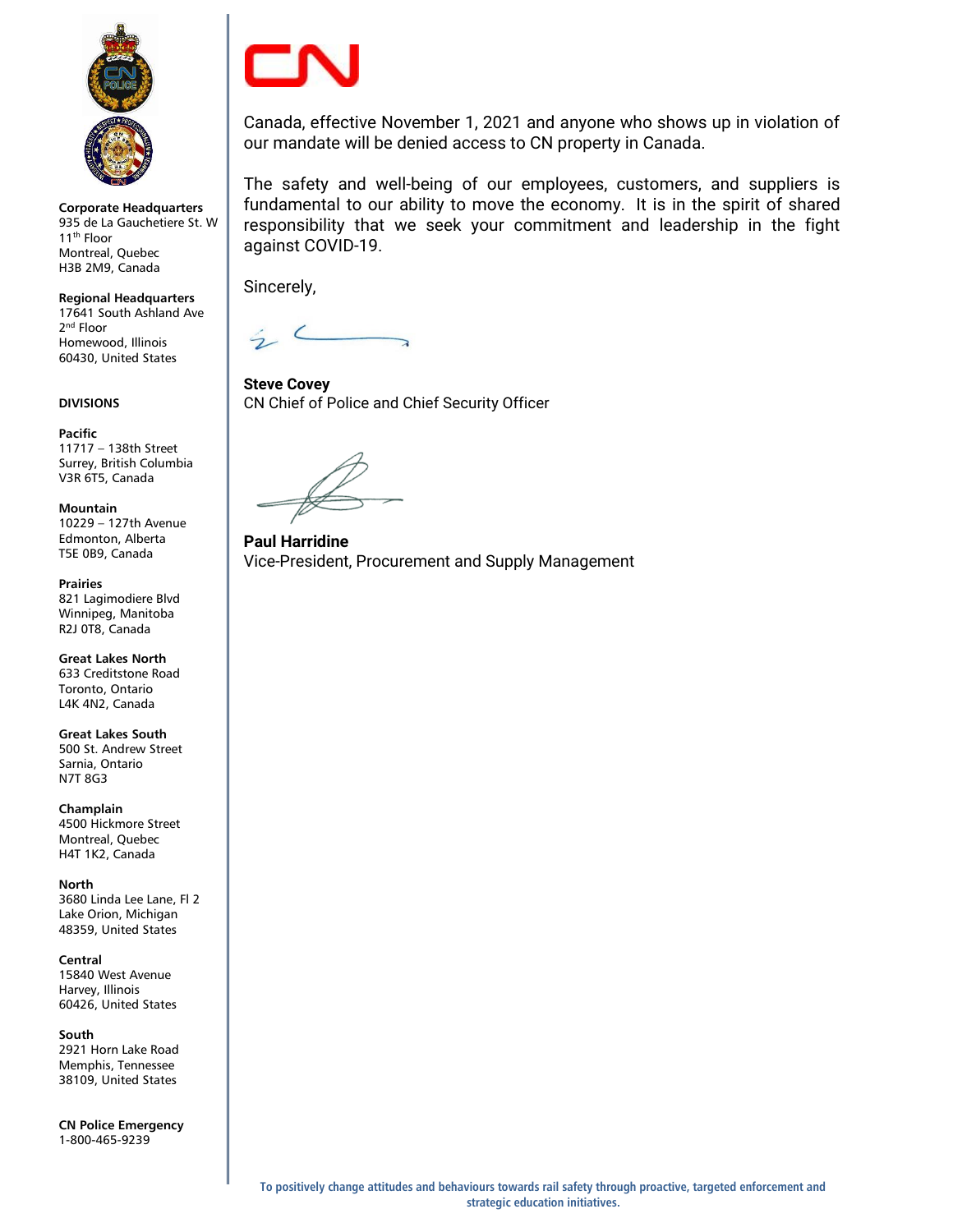Canada, effective November 1, 2021 and anyone who shows up in violation of our mandate will be denied access to CN property in Canada.

The safety and well-being of our employees, customers, and suppliers is fundamental to our ability to move the economy. It is in the spirit of shared responsibility that we seek your commitment and leadership in the fight against COVID-19.

Sincerely,

**Steve Covey**
CN Chief of Police and Chief Security Officer

**Paul Harridine**
Vice-President, Procurement and Supply Management

**Corporate Headquarters**
935 de La Gauchetiere St. W
11th Floor
Montreal, Quebec
H3B 2M9, Canada

**Regional Headquarters**
17641 South Ashland Ave
2nd Floor
Homewood, Illinois
60430, United States

**DIVISIONS**

**Pacific**
11717 – 138th Street
Surrey, British Columbia
V3R 6T5, Canada

**Mountain**
10229 – 127th Avenue
Edmonton, Alberta
T5E 0B9, Canada

**Prairies**
821 Lagimodiere Blvd
Winnipeg, Manitoba
R2J 0T8, Canada

**Great Lakes North**
633 Creditstone Road
Toronto, Ontario
L4K 4N2, Canada

**Great Lakes South**
500 St. Andrew Street
Sarnia, Ontario
N7T 8G3

**Champlain**
4500 Hickmore Street
Montreal, Quebec
H4T 1K2, Canada

**North**
3680 Linda Lee Lane, Fl 2
Lake Orion, Michigan
48359, United States

**Central**
15840 West Avenue
Harvey, Illinois
60426, United States

**South**
2921 Horn Lake Road
Memphis, Tennessee
38109, United States

**CN Police Emergency**
1-800-465-9239

**To positively change attitudes and behaviours towards rail safety through proactive, targeted enforcement and strategic education initiatives.**